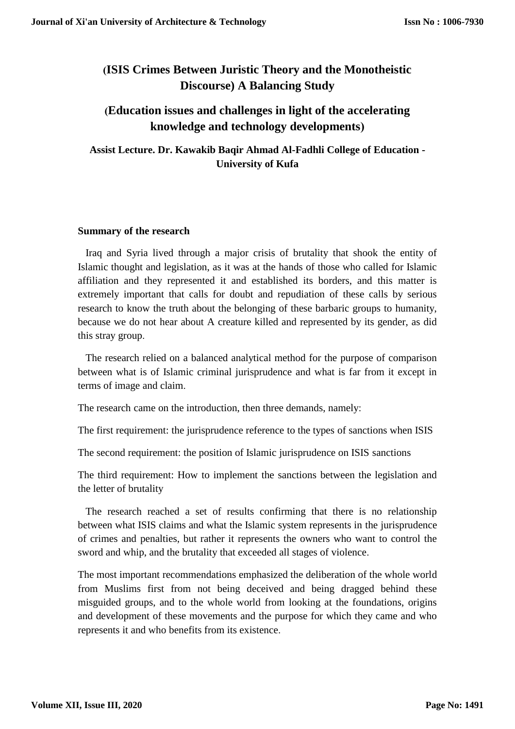# (ISIS Crimes Between Juristic Theory and the Monotheistic Discourse) A Balancing Study

## (Education issues and challenges in light of the accelerating knowledge and technology developments)

**Assist Lecture. Dr. Kawakib Baqir Ahmad Al-Fadhli College of Education - University of Kufa**

**Summary of the research**

Iraq and Syria lived through a major crisis of brutality that shook the entity of Islamic thought and legislation, as it was at the hands of those who called for Islamic affiliation and they represented it and established its borders, and this matter is extremely important that calls for doubt and repudiation of these calls by serious research to know the truth about the belonging of these barbaric groups to humanity, because we do not hear about A creature killed and represented by its gender, as did this stray group.

The research relied on a balanced analytical method for the purpose of comparison between what is of Islamic criminal jurisprudence and what is far from it except in terms of image and claim.

The research came on the introduction, then three demands, namely:

The first requirement: the jurisprudence reference to the types of sanctions when ISIS

The second requirement: the position of Islamic jurisprudence on ISIS sanctions

The third requirement: How to implement the sanctions between the legislation and the letter of brutality

The research reached a set of results confirming that there is no relationship between what ISIS claims and what the Islamic system represents in the jurisprudence of crimes and penalties, but rather it represents the owners who want to control the sword and whip, and the brutality that exceeded all stages of violence.

The most important recommendations emphasized the deliberation of the whole world from Muslims first from not being deceived and being dragged behind these misguided groups, and to the whole world from looking at the foundations, origins and development of these movements and the purpose for which they came and who represents it and who benefits from its existence.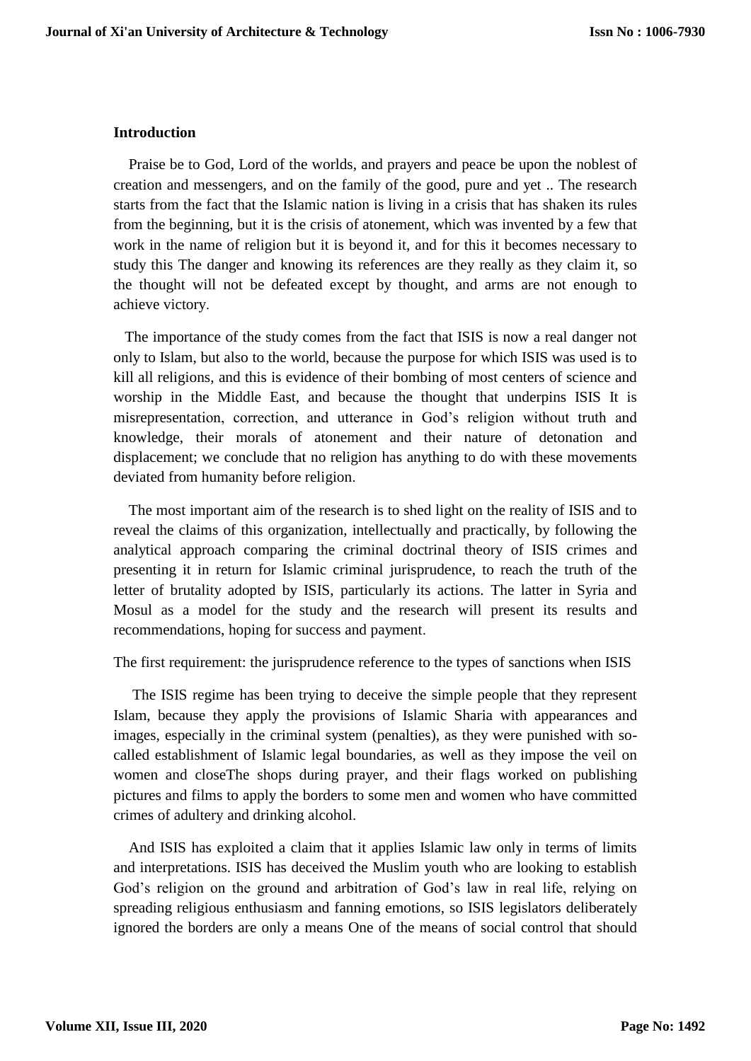## Introduction

Praise be to God, Lord of the worlds, and prayers and peace be upon the noblest of creation and messengers, and on the family of the good, pure and yet .. The research starts from the fact that the Islamic nation is living in a crisis that has shaken its rules from the beginning, but it is the crisis of atonement, which was invented by a few that work in the name of religion but it is beyond it, and for this it becomes necessary to study this The danger and knowing its references are they really as they claim it, so the thought will not be defeated except by thought, and arms are not enough to achieve victory.

The importance of the study comes from the fact that ISIS is now a real danger not only to Islam, but also to the world, because the purpose for which ISIS was used is to kill all religions, and this is evidence of their bombing of most centers of science and worship in the Middle East, and because the thought that underpins ISIS It is misrepresentation, correction, and utterance in God's religion without truth and knowledge, their morals of atonement and their nature of detonation and displacement; we conclude that no religion has anything to do with these movements deviated from humanity before religion.

The most important aim of the research is to shed light on the reality of ISIS and to reveal the claims of this organization, intellectually and practically, by following the analytical approach comparing the criminal doctrinal theory of ISIS crimes and presenting it in return for Islamic criminal jurisprudence, to reach the truth of the letter of brutality adopted by ISIS, particularly its actions. The latter in Syria and Mosul as a model for the study and the research will present its results and recommendations, hoping for success and payment.

The first requirement: the jurisprudence reference to the types of sanctions when ISIS

The ISIS regime has been trying to deceive the simple people that they represent Islam, because they apply the provisions of Islamic Sharia with appearances and images, especially in the criminal system (penalties), as they were punished with so-called establishment of Islamic legal boundaries, as well as they impose the veil on women and closeThe shops during prayer, and their flags worked on publishing pictures and films to apply the borders to some men and women who have committed crimes of adultery and drinking alcohol.

And ISIS has exploited a claim that it applies Islamic law only in terms of limits and interpretations. ISIS has deceived the Muslim youth who are looking to establish God's religion on the ground and arbitration of God's law in real life, relying on spreading religious enthusiasm and fanning emotions, so ISIS legislators deliberately ignored the borders are only a means One of the means of social control that should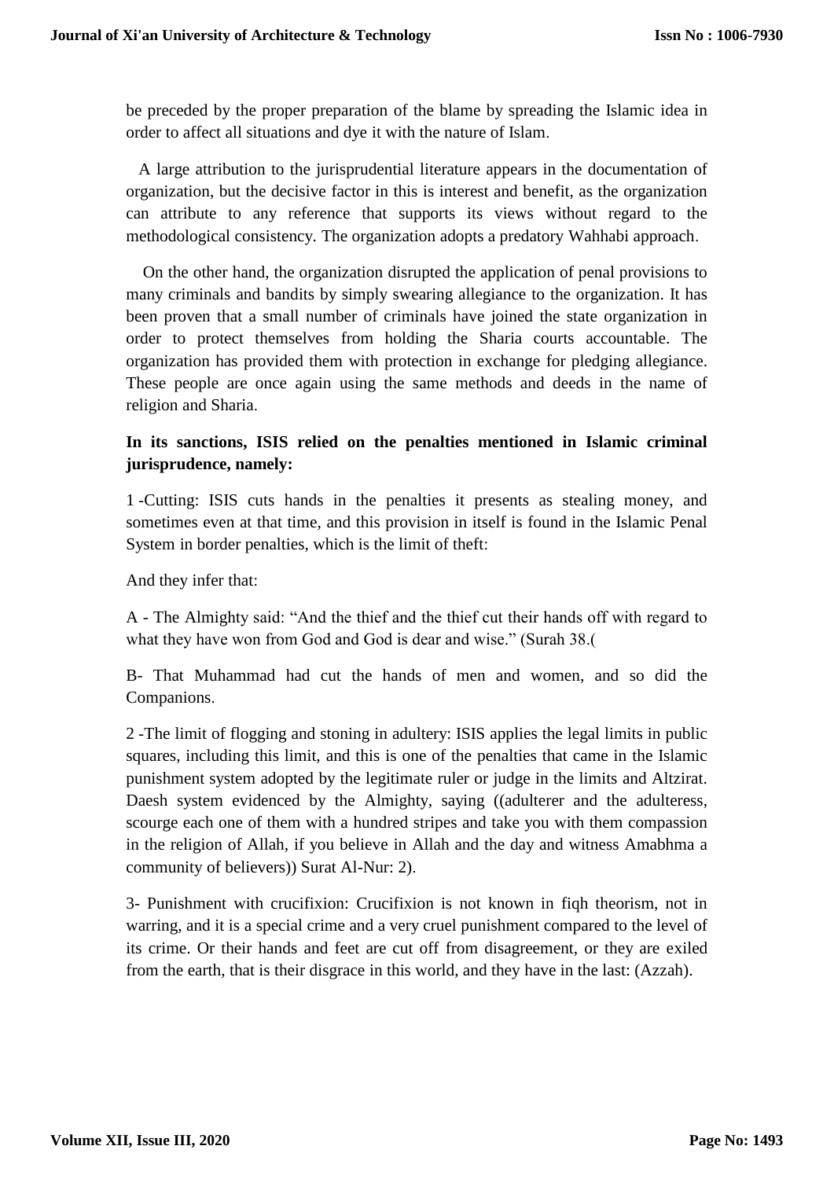be preceded by the proper preparation of the blame by spreading the Islamic idea in order to affect all situations and dye it with the nature of Islam.

A large attribution to the jurisprudential literature appears in the documentation of organization, but the decisive factor in this is interest and benefit, as the organization can attribute to any reference that supports its views without regard to the methodological consistency. The organization adopts a predatory Wahhabi approach.

On the other hand, the organization disrupted the application of penal provisions to many criminals and bandits by simply swearing allegiance to the organization. It has been proven that a small number of criminals have joined the state organization in order to protect themselves from holding the Sharia courts accountable. The organization has provided them with protection in exchange for pledging allegiance. These people are once again using the same methods and deeds in the name of religion and Sharia.

**In its sanctions, ISIS relied on the penalties mentioned in Islamic criminal jurisprudence, namely:**

1 -Cutting: ISIS cuts hands in the penalties it presents as stealing money, and sometimes even at that time, and this provision in itself is found in the Islamic Penal System in border penalties, which is the limit of theft:

And they infer that:

A - The Almighty said: “And the thief and the thief cut their hands off with regard to what they have won from God and God is dear and wise.” (Surah 38.(

B- That Muhammad had cut the hands of men and women, and so did the Companions.

2 -The limit of flogging and stoning in adultery: ISIS applies the legal limits in public squares, including this limit, and this is one of the penalties that came in the Islamic punishment system adopted by the legitimate ruler or judge in the limits and Altzirat. Daesh system evidenced by the Almighty, saying ((adulterer and the adulteress, scourge each one of them with a hundred stripes and take you with them compassion in the religion of Allah, if you believe in Allah and the day and witness Amabhma a community of believers)) Surat Al-Nur: 2).

3- Punishment with crucifixion: Crucifixion is not known in fiqh theorism, not in warring, and it is a special crime and a very cruel punishment compared to the level of its crime. Or their hands and feet are cut off from disagreement, or they are exiled from the earth, that is their disgrace in this world, and they have in the last: (Azzah).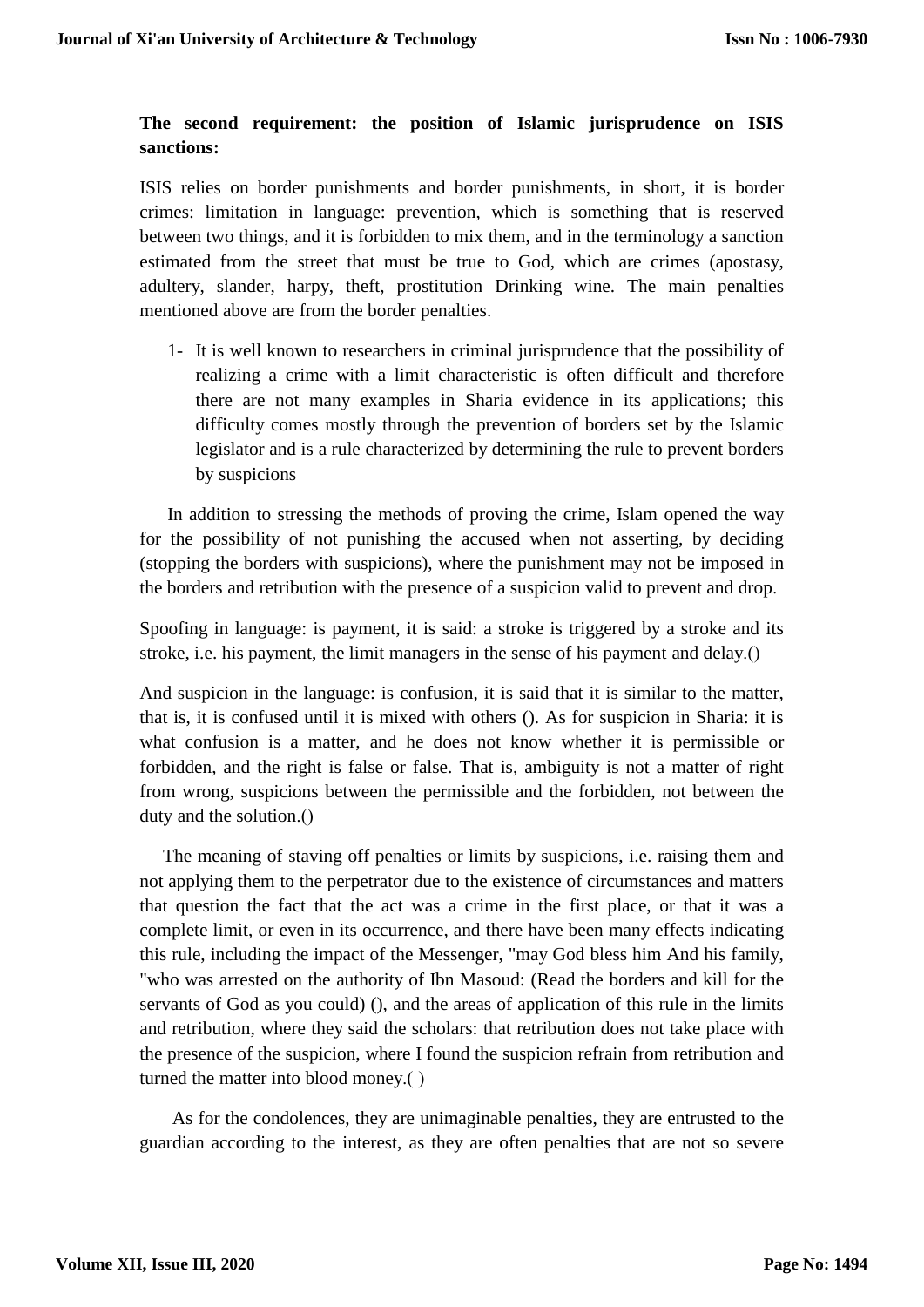**The second requirement: the position of Islamic jurisprudence on ISIS sanctions:**

ISIS relies on border punishments and border punishments, in short, it is border crimes: limitation in language: prevention, which is something that is reserved between two things, and it is forbidden to mix them, and in the terminology a sanction estimated from the street that must be true to God, which are crimes (apostasy, adultery, slander, harpy, theft, prostitution Drinking wine. The main penalties mentioned above are from the border penalties.

1- It is well known to researchers in criminal jurisprudence that the possibility of realizing a crime with a limit characteristic is often difficult and therefore there are not many examples in Sharia evidence in its applications; this difficulty comes mostly through the prevention of borders set by the Islamic legislator and is a rule characterized by determining the rule to prevent borders by suspicions

In addition to stressing the methods of proving the crime, Islam opened the way for the possibility of not punishing the accused when not asserting, by deciding (stopping the borders with suspicions), where the punishment may not be imposed in the borders and retribution with the presence of a suspicion valid to prevent and drop.

Spoofing in language: is payment, it is said: a stroke is triggered by a stroke and its stroke, i.e. his payment, the limit managers in the sense of his payment and delay.()

And suspicion in the language: is confusion, it is said that it is similar to the matter, that is, it is confused until it is mixed with others (). As for suspicion in Sharia: it is what confusion is a matter, and he does not know whether it is permissible or forbidden, and the right is false or false. That is, ambiguity is not a matter of right from wrong, suspicions between the permissible and the forbidden, not between the duty and the solution.()

The meaning of staving off penalties or limits by suspicions, i.e. raising them and not applying them to the perpetrator due to the existence of circumstances and matters that question the fact that the act was a crime in the first place, or that it was a complete limit, or even in its occurrence, and there have been many effects indicating this rule, including the impact of the Messenger, "may God bless him And his family, "who was arrested on the authority of Ibn Masoud: (Read the borders and kill for the servants of God as you could) (), and the areas of application of this rule in the limits and retribution, where they said the scholars: that retribution does not take place with the presence of the suspicion, where I found the suspicion refrain from retribution and turned the matter into blood money.( )

As for the condolences, they are unimaginable penalties, they are entrusted to the guardian according to the interest, as they are often penalties that are not so severe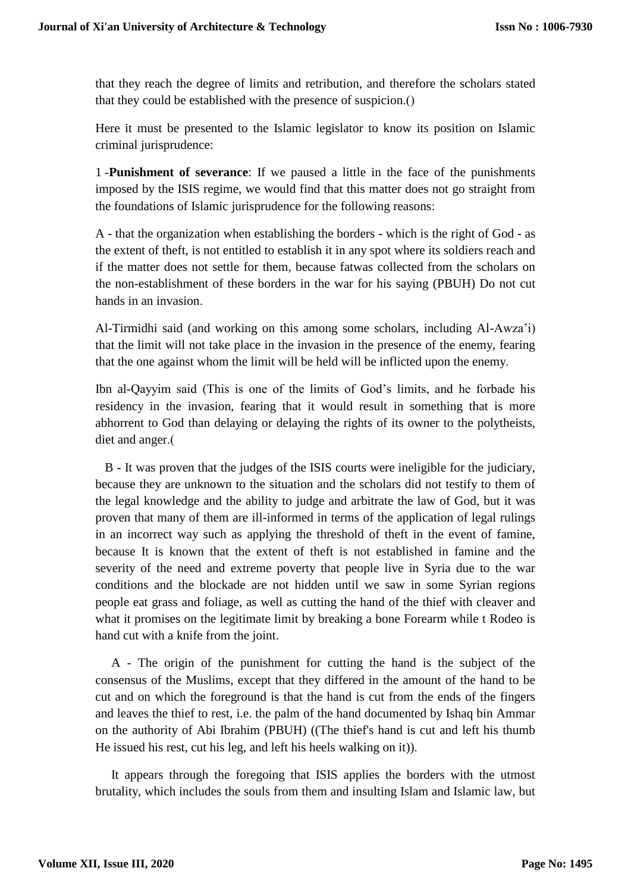that they reach the degree of limits and retribution, and therefore the scholars stated that they could be established with the presence of suspicion.()

Here it must be presented to the Islamic legislator to know its position on Islamic criminal jurisprudence:

1 -**Punishment of severance**: If we paused a little in the face of the punishments imposed by the ISIS regime, we would find that this matter does not go straight from the foundations of Islamic jurisprudence for the following reasons:

A - that the organization when establishing the borders - which is the right of God - as the extent of theft, is not entitled to establish it in any spot where its soldiers reach and if the matter does not settle for them, because fatwas collected from the scholars on the non-establishment of these borders in the war for his saying (PBUH) Do not cut hands in an invasion.

Al-Tirmidhi said (and working on this among some scholars, including Al-Awza'i) that the limit will not take place in the invasion in the presence of the enemy, fearing that the one against whom the limit will be held will be inflicted upon the enemy.

Ibn al-Qayyim said (This is one of the limits of God's limits, and he forbade his residency in the invasion, fearing that it would result in something that is more abhorrent to God than delaying or delaying the rights of its owner to the polytheists, diet and anger.(

B - It was proven that the judges of the ISIS courts were ineligible for the judiciary, because they are unknown to the situation and the scholars did not testify to them of the legal knowledge and the ability to judge and arbitrate the law of God, but it was proven that many of them are ill-informed in terms of the application of legal rulings in an incorrect way such as applying the threshold of theft in the event of famine, because It is known that the extent of theft is not established in famine and the severity of the need and extreme poverty that people live in Syria due to the war conditions and the blockade are not hidden until we saw in some Syrian regions people eat grass and foliage, as well as cutting the hand of the thief with cleaver and what it promises on the legitimate limit by breaking a bone Forearm while t Rodeo is hand cut with a knife from the joint.

A - The origin of the punishment for cutting the hand is the subject of the consensus of the Muslims, except that they differed in the amount of the hand to be cut and on which the foreground is that the hand is cut from the ends of the fingers and leaves the thief to rest, i.e. the palm of the hand documented by Ishaq bin Ammar on the authority of Abi Ibrahim (PBUH) ((The thief's hand is cut and left his thumb He issued his rest, cut his leg, and left his heels walking on it)).

It appears through the foregoing that ISIS applies the borders with the utmost brutality, which includes the souls from them and insulting Islam and Islamic law, but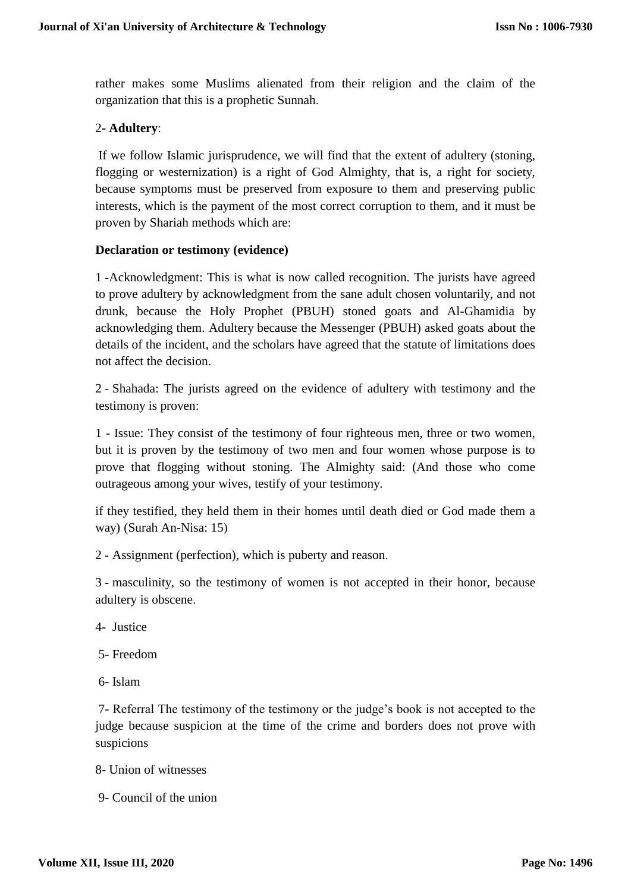rather makes some Muslims alienated from their religion and the claim of the organization that this is a prophetic Sunnah.

2- **Adultery**:

If we follow Islamic jurisprudence, we will find that the extent of adultery (stoning, flogging or westernization) is a right of God Almighty, that is, a right for society, because symptoms must be preserved from exposure to them and preserving public interests, which is the payment of the most correct corruption to them, and it must be proven by Shariah methods which are:

**Declaration or testimony (evidence)**

1 -Acknowledgment: This is what is now called recognition. The jurists have agreed to prove adultery by acknowledgment from the sane adult chosen voluntarily, and not drunk, because the Holy Prophet (PBUH) stoned goats and Al-Ghamidia by acknowledging them. Adultery because the Messenger (PBUH) asked goats about the details of the incident, and the scholars have agreed that the statute of limitations does not affect the decision.

2 - Shahada: The jurists agreed on the evidence of adultery with testimony and the testimony is proven:

1 - Issue: They consist of the testimony of four righteous men, three or two women, but it is proven by the testimony of two men and four women whose purpose is to prove that flogging without stoning. The Almighty said: (And those who come outrageous among your wives, testify of your testimony.

if they testified, they held them in their homes until death died or God made them a way) (Surah An-Nisa: 15)

2 - Assignment (perfection), which is puberty and reason.

3 - masculinity, so the testimony of women is not accepted in their honor, because adultery is obscene.

4- Justice

5- Freedom

6- Islam

7- Referral The testimony of the testimony or the judge's book is not accepted to the judge because suspicion at the time of the crime and borders does not prove with suspicions

8- Union of witnesses

9- Council of the union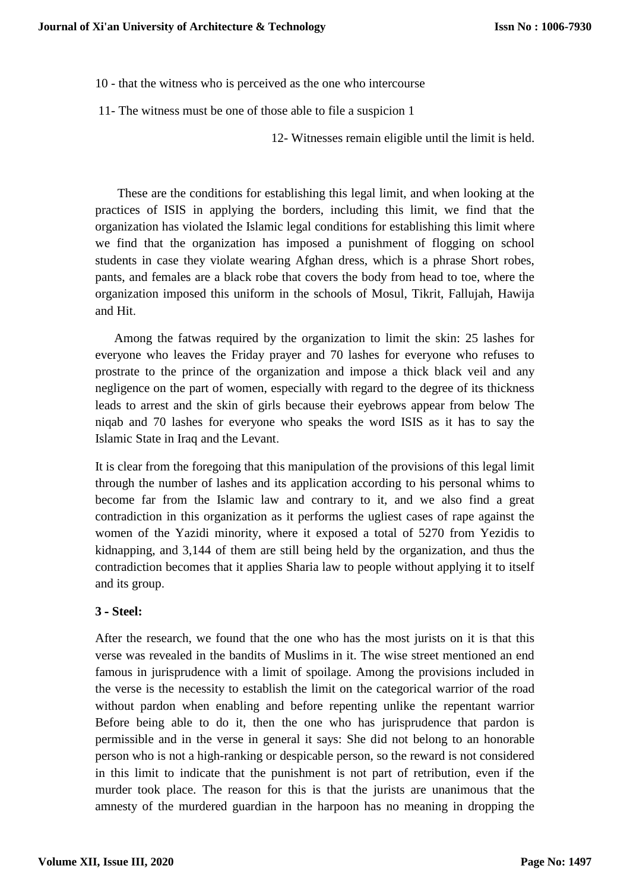10 - that the witness who is perceived as the one who intercourse

11- The witness must be one of those able to file a suspicion 1

12- Witnesses remain eligible until the limit is held.

These are the conditions for establishing this legal limit, and when looking at the practices of ISIS in applying the borders, including this limit, we find that the organization has violated the Islamic legal conditions for establishing this limit where we find that the organization has imposed a punishment of flogging on school students in case they violate wearing Afghan dress, which is a phrase Short robes, pants, and females are a black robe that covers the body from head to toe, where the organization imposed this uniform in the schools of Mosul, Tikrit, Fallujah, Hawija and Hit.

Among the fatwas required by the organization to limit the skin: 25 lashes for everyone who leaves the Friday prayer and 70 lashes for everyone who refuses to prostrate to the prince of the organization and impose a thick black veil and any negligence on the part of women, especially with regard to the degree of its thickness leads to arrest and the skin of girls because their eyebrows appear from below The niqab and 70 lashes for everyone who speaks the word ISIS as it has to say the Islamic State in Iraq and the Levant.

It is clear from the foregoing that this manipulation of the provisions of this legal limit through the number of lashes and its application according to his personal whims to become far from the Islamic law and contrary to it, and we also find a great contradiction in this organization as it performs the ugliest cases of rape against the women of the Yazidi minority, where it exposed a total of 5270 from Yezidis to kidnapping, and 3,144 of them are still being held by the organization, and thus the contradiction becomes that it applies Sharia law to people without applying it to itself and its group.

**3 - Steel:**

After the research, we found that the one who has the most jurists on it is that this verse was revealed in the bandits of Muslims in it. The wise street mentioned an end famous in jurisprudence with a limit of spoilage. Among the provisions included in the verse is the necessity to establish the limit on the categorical warrior of the road without pardon when enabling and before repenting unlike the repentant warrior Before being able to do it, then the one who has jurisprudence that pardon is permissible and in the verse in general it says: She did not belong to an honorable person who is not a high-ranking or despicable person, so the reward is not considered in this limit to indicate that the punishment is not part of retribution, even if the murder took place. The reason for this is that the jurists are unanimous that the amnesty of the murdered guardian in the harpoon has no meaning in dropping the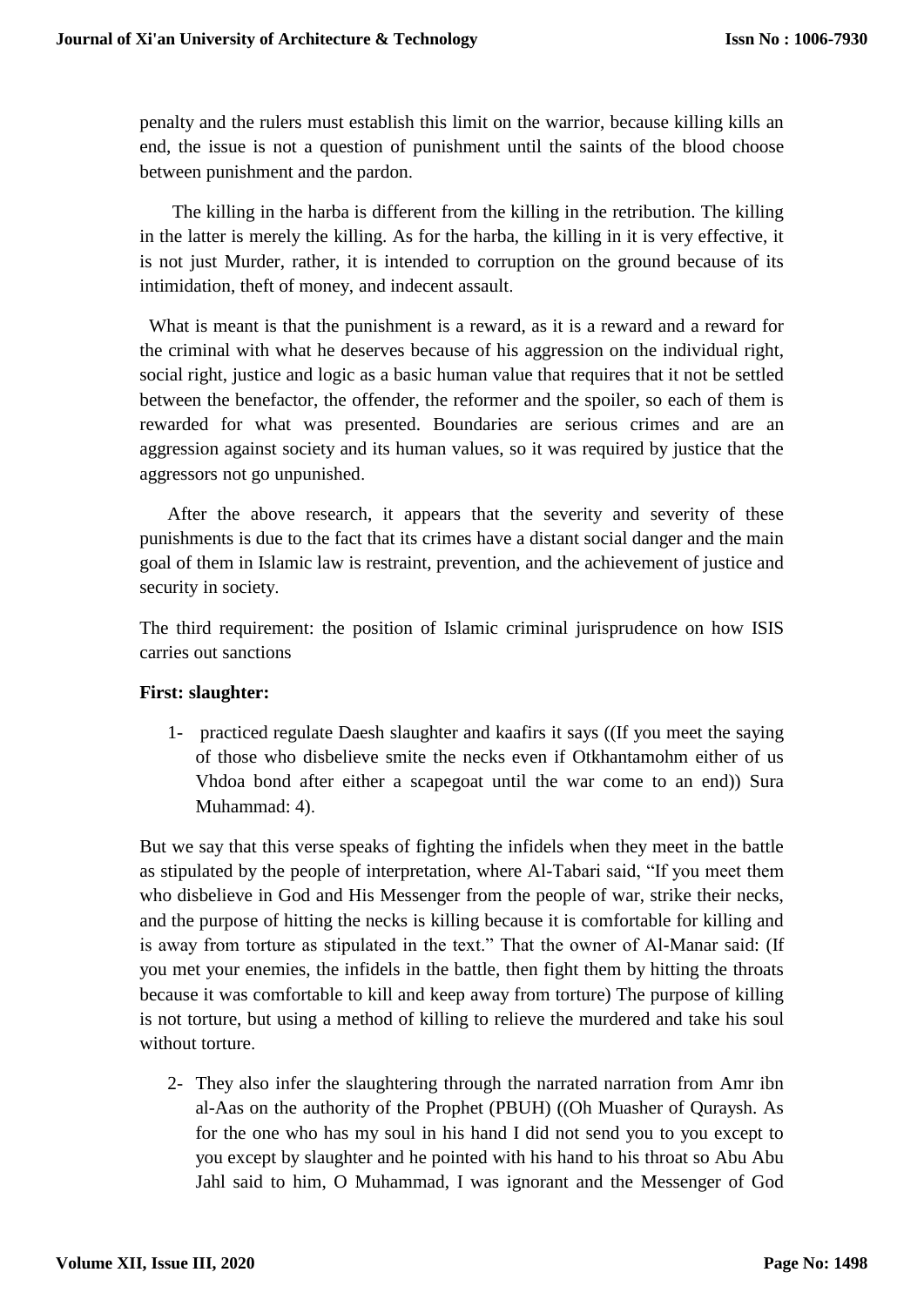penalty and the rulers must establish this limit on the warrior, because killing kills an end, the issue is not a question of punishment until the saints of the blood choose between punishment and the pardon.

The killing in the harba is different from the killing in the retribution. The killing in the latter is merely the killing. As for the harba, the killing in it is very effective, it is not just Murder, rather, it is intended to corruption on the ground because of its intimidation, theft of money, and indecent assault.

What is meant is that the punishment is a reward, as it is a reward and a reward for the criminal with what he deserves because of his aggression on the individual right, social right, justice and logic as a basic human value that requires that it not be settled between the benefactor, the offender, the reformer and the spoiler, so each of them is rewarded for what was presented. Boundaries are serious crimes and are an aggression against society and its human values, so it was required by justice that the aggressors not go unpunished.

After the above research, it appears that the severity and severity of these punishments is due to the fact that its crimes have a distant social danger and the main goal of them in Islamic law is restraint, prevention, and the achievement of justice and security in society.

The third requirement: the position of Islamic criminal jurisprudence on how ISIS carries out sanctions

**First: slaughter:**

1- practiced regulate Daesh slaughter and kaafirs it says ((If you meet the saying of those who disbelieve smite the necks even if Otkhantamohm either of us Vhdoa bond after either a scapegoat until the war come to an end)) Sura Muhammad: 4).

But we say that this verse speaks of fighting the infidels when they meet in the battle as stipulated by the people of interpretation, where Al-Tabari said, “If you meet them who disbelieve in God and His Messenger from the people of war, strike their necks, and the purpose of hitting the necks is killing because it is comfortable for killing and is away from torture as stipulated in the text.” That the owner of Al-Manar said: (If you met your enemies, the infidels in the battle, then fight them by hitting the throats because it was comfortable to kill and keep away from torture) The purpose of killing is not torture, but using a method of killing to relieve the murdered and take his soul without torture.

2- They also infer the slaughtering through the narrated narration from Amr ibn al-Aas on the authority of the Prophet (PBUH) ((Oh Muasher of Quraysh. As for the one who has my soul in his hand I did not send you to you except to you except by slaughter and he pointed with his hand to his throat so Abu Abu Jahl said to him, O Muhammad, I was ignorant and the Messenger of God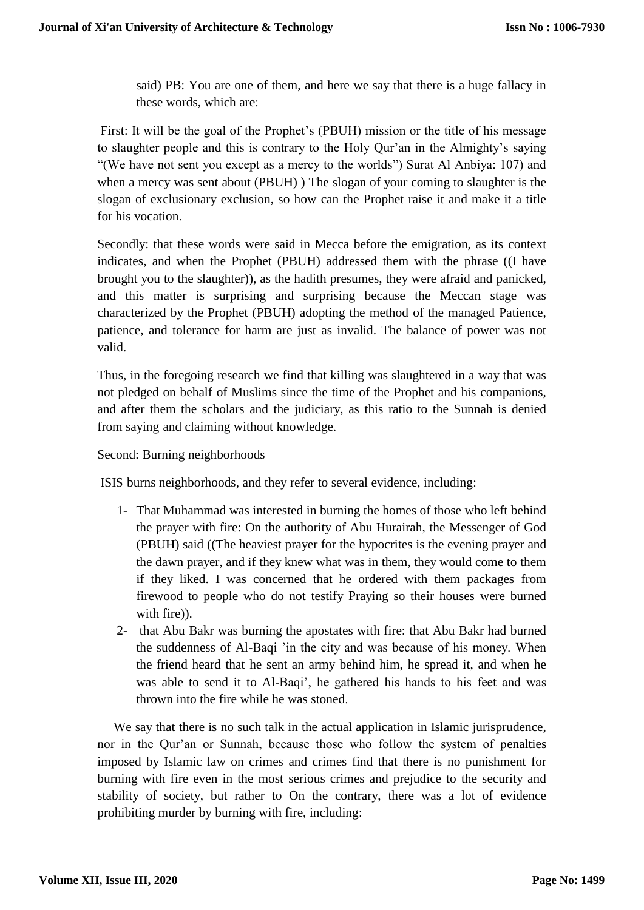said) PB: You are one of them, and here we say that there is a huge fallacy in these words, which are:

First: It will be the goal of the Prophet's (PBUH) mission or the title of his message to slaughter people and this is contrary to the Holy Qur'an in the Almighty's saying "(We have not sent you except as a mercy to the worlds") Surat Al Anbiya: 107) and when a mercy was sent about (PBUH) ) The slogan of your coming to slaughter is the slogan of exclusionary exclusion, so how can the Prophet raise it and make it a title for his vocation.

Secondly: that these words were said in Mecca before the emigration, as its context indicates, and when the Prophet (PBUH) addressed them with the phrase ((I have brought you to the slaughter)), as the hadith presumes, they were afraid and panicked, and this matter is surprising and surprising because the Meccan stage was characterized by the Prophet (PBUH) adopting the method of the managed Patience, patience, and tolerance for harm are just as invalid. The balance of power was not valid.

Thus, in the foregoing research we find that killing was slaughtered in a way that was not pledged on behalf of Muslims since the time of the Prophet and his companions, and after them the scholars and the judiciary, as this ratio to the Sunnah is denied from saying and claiming without knowledge.

Second: Burning neighborhoods

ISIS burns neighborhoods, and they refer to several evidence, including:

1- That Muhammad was interested in burning the homes of those who left behind the prayer with fire: On the authority of Abu Hurairah, the Messenger of God (PBUH) said ((The heaviest prayer for the hypocrites is the evening prayer and the dawn prayer, and if they knew what was in them, they would come to them if they liked. I was concerned that he ordered with them packages from firewood to people who do not testify Praying so their houses were burned with fire)).
2- that Abu Bakr was burning the apostates with fire: that Abu Bakr had burned the suddenness of Al-Baqi 'in the city and was because of his money. When the friend heard that he sent an army behind him, he spread it, and when he was able to send it to Al-Baqi', he gathered his hands to his feet and was thrown into the fire while he was stoned.

We say that there is no such talk in the actual application in Islamic jurisprudence, nor in the Qur'an or Sunnah, because those who follow the system of penalties imposed by Islamic law on crimes and crimes find that there is no punishment for burning with fire even in the most serious crimes and prejudice to the security and stability of society, but rather to On the contrary, there was a lot of evidence prohibiting murder by burning with fire, including: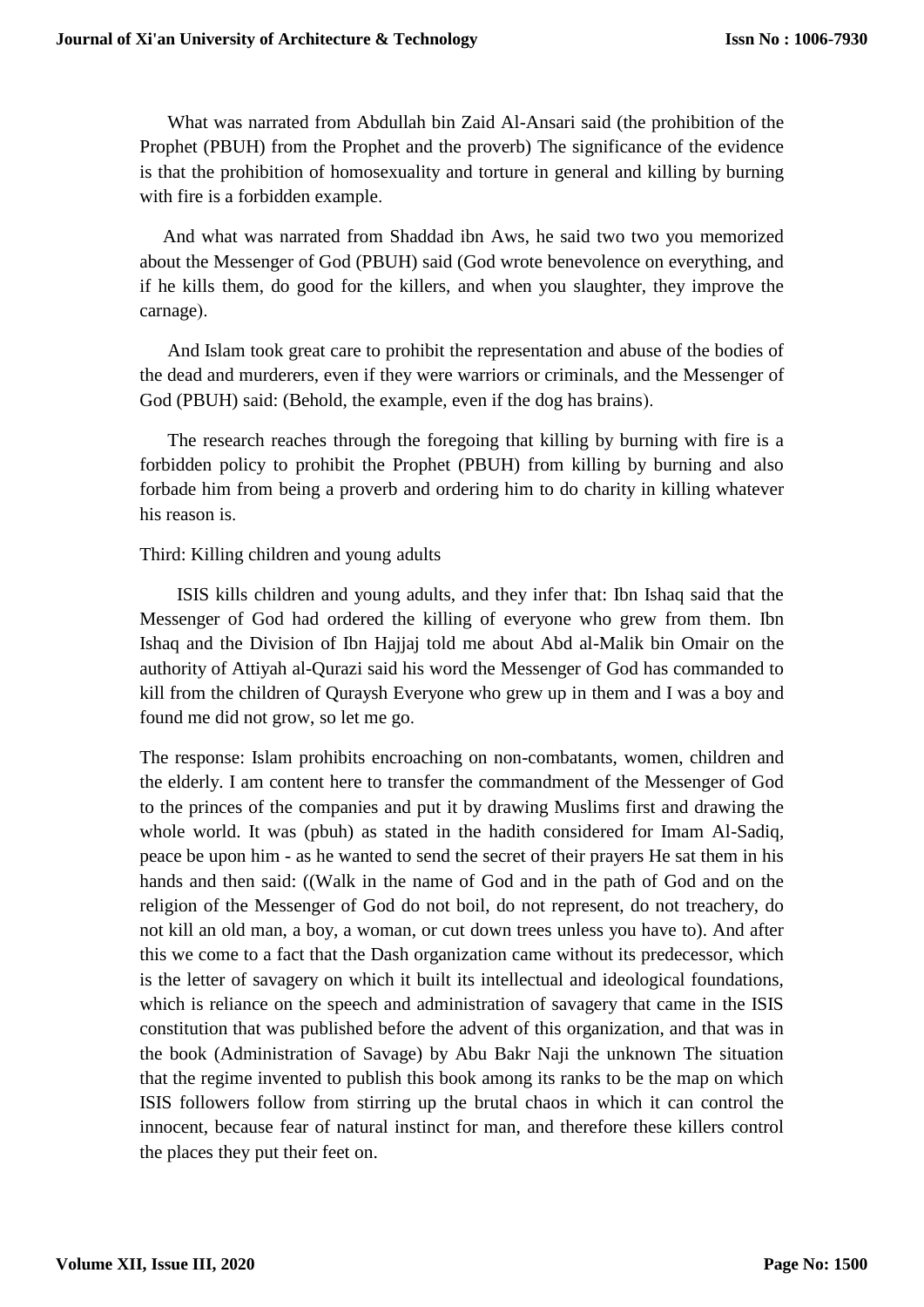What was narrated from Abdullah bin Zaid Al-Ansari said (the prohibition of the Prophet (PBUH) from the Prophet and the proverb) The significance of the evidence is that the prohibition of homosexuality and torture in general and killing by burning with fire is a forbidden example.

And what was narrated from Shaddad ibn Aws, he said two two you memorized about the Messenger of God (PBUH) said (God wrote benevolence on everything, and if he kills them, do good for the killers, and when you slaughter, they improve the carnage).

And Islam took great care to prohibit the representation and abuse of the bodies of the dead and murderers, even if they were warriors or criminals, and the Messenger of God (PBUH) said: (Behold, the example, even if the dog has brains).

The research reaches through the foregoing that killing by burning with fire is a forbidden policy to prohibit the Prophet (PBUH) from killing by burning and also forbade him from being a proverb and ordering him to do charity in killing whatever his reason is.

Third: Killing children and young adults

ISIS kills children and young adults, and they infer that: Ibn Ishaq said that the Messenger of God had ordered the killing of everyone who grew from them. Ibn Ishaq and the Division of Ibn Hajjaj told me about Abd al-Malik bin Omair on the authority of Attiyah al-Qurazi said his word the Messenger of God has commanded to kill from the children of Quraysh Everyone who grew up in them and I was a boy and found me did not grow, so let me go.

The response: Islam prohibits encroaching on non-combatants, women, children and the elderly. I am content here to transfer the commandment of the Messenger of God to the princes of the companies and put it by drawing Muslims first and drawing the whole world. It was (pbuh) as stated in the hadith considered for Imam Al-Sadiq, peace be upon him - as he wanted to send the secret of their prayers He sat them in his hands and then said: ((Walk in the name of God and in the path of God and on the religion of the Messenger of God do not boil, do not represent, do not treachery, do not kill an old man, a boy, a woman, or cut down trees unless you have to). And after this we come to a fact that the Dash organization came without its predecessor, which is the letter of savagery on which it built its intellectual and ideological foundations, which is reliance on the speech and administration of savagery that came in the ISIS constitution that was published before the advent of this organization, and that was in the book (Administration of Savage) by Abu Bakr Naji the unknown The situation that the regime invented to publish this book among its ranks to be the map on which ISIS followers follow from stirring up the brutal chaos in which it can control the innocent, because fear of natural instinct for man, and therefore these killers control the places they put their feet on.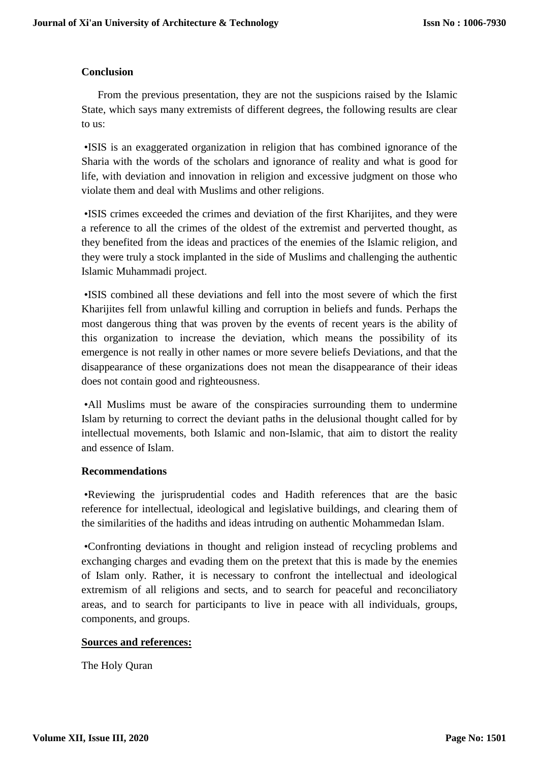**Conclusion**

From the previous presentation, they are not the suspicions raised by the Islamic State, which says many extremists of different degrees, the following results are clear to us:

•ISIS is an exaggerated organization in religion that has combined ignorance of the Sharia with the words of the scholars and ignorance of reality and what is good for life, with deviation and innovation in religion and excessive judgment on those who violate them and deal with Muslims and other religions.

•ISIS crimes exceeded the crimes and deviation of the first Kharijites, and they were a reference to all the crimes of the oldest of the extremist and perverted thought, as they benefited from the ideas and practices of the enemies of the Islamic religion, and they were truly a stock implanted in the side of Muslims and challenging the authentic Islamic Muhammadi project.

•ISIS combined all these deviations and fell into the most severe of which the first Kharijites fell from unlawful killing and corruption in beliefs and funds. Perhaps the most dangerous thing that was proven by the events of recent years is the ability of this organization to increase the deviation, which means the possibility of its emergence is not really in other names or more severe beliefs Deviations, and that the disappearance of these organizations does not mean the disappearance of their ideas does not contain good and righteousness.

•All Muslims must be aware of the conspiracies surrounding them to undermine Islam by returning to correct the deviant paths in the delusional thought called for by intellectual movements, both Islamic and non-Islamic, that aim to distort the reality and essence of Islam.

**Recommendations**

•Reviewing the jurisprudential codes and Hadith references that are the basic reference for intellectual, ideological and legislative buildings, and clearing them of the similarities of the hadiths and ideas intruding on authentic Mohammedan Islam.

•Confronting deviations in thought and religion instead of recycling problems and exchanging charges and evading them on the pretext that this is made by the enemies of Islam only. Rather, it is necessary to confront the intellectual and ideological extremism of all religions and sects, and to search for peaceful and reconciliatory areas, and to search for participants to live in peace with all individuals, groups, components, and groups.

**Sources and references:**

The Holy Quran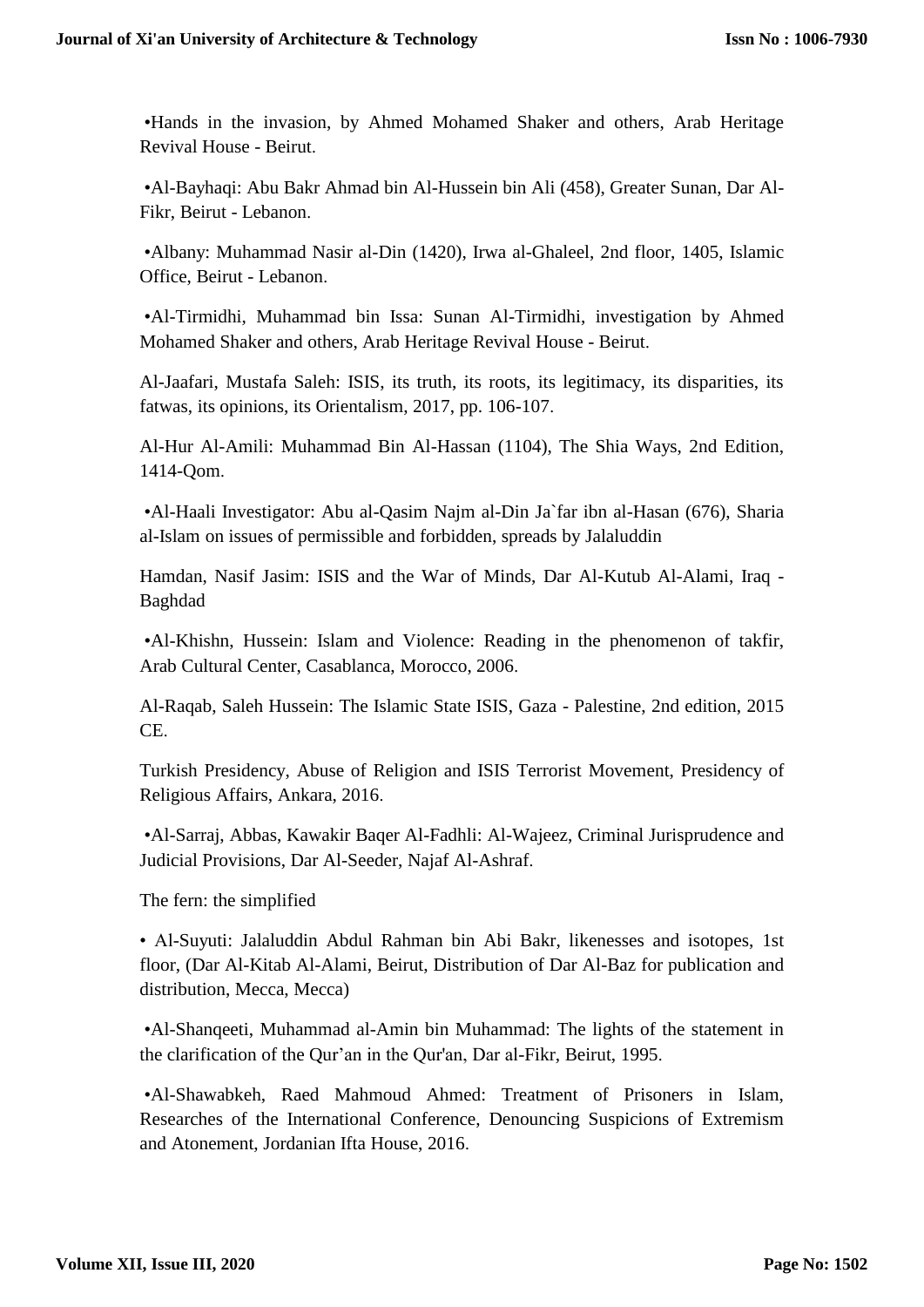•Hands in the invasion, by Ahmed Mohamed Shaker and others, Arab Heritage Revival House - Beirut.

•Al-Bayhaqi: Abu Bakr Ahmad bin Al-Hussein bin Ali (458), Greater Sunan, Dar Al-Fikr, Beirut - Lebanon.

•Albany: Muhammad Nasir al-Din (1420), Irwa al-Ghaleel, 2nd floor, 1405, Islamic Office, Beirut - Lebanon.

•Al-Tirmidhi, Muhammad bin Issa: Sunan Al-Tirmidhi, investigation by Ahmed Mohamed Shaker and others, Arab Heritage Revival House - Beirut.

Al-Jaafari, Mustafa Saleh: ISIS, its truth, its roots, its legitimacy, its disparities, its fatwas, its opinions, its Orientalism, 2017, pp. 106-107.

Al-Hur Al-Amili: Muhammad Bin Al-Hassan (1104), The Shia Ways, 2nd Edition, 1414-Qom.

•Al-Haali Investigator: Abu al-Qasim Najm al-Din Ja`far ibn al-Hasan (676), Sharia al-Islam on issues of permissible and forbidden, spreads by Jalaluddin

Hamdan, Nasif Jasim: ISIS and the War of Minds, Dar Al-Kutub Al-Alami, Iraq - Baghdad

•Al-Khishn, Hussein: Islam and Violence: Reading in the phenomenon of takfir, Arab Cultural Center, Casablanca, Morocco, 2006.

Al-Raqab, Saleh Hussein: The Islamic State ISIS, Gaza - Palestine, 2nd edition, 2015 CE.

Turkish Presidency, Abuse of Religion and ISIS Terrorist Movement, Presidency of Religious Affairs, Ankara, 2016.

•Al-Sarraj, Abbas, Kawakir Baqer Al-Fadhli: Al-Wajeez, Criminal Jurisprudence and Judicial Provisions, Dar Al-Seeder, Najaf Al-Ashraf.

The fern: the simplified

• Al-Suyuti: Jalaluddin Abdul Rahman bin Abi Bakr, likenesses and isotopes, 1st floor, (Dar Al-Kitab Al-Alami, Beirut, Distribution of Dar Al-Baz for publication and distribution, Mecca, Mecca)

•Al-Shanqeeti, Muhammad al-Amin bin Muhammad: The lights of the statement in the clarification of the Qur'an in the Qur'an, Dar al-Fikr, Beirut, 1995.

•Al-Shawabkeh, Raed Mahmoud Ahmed: Treatment of Prisoners in Islam, Researches of the International Conference, Denouncing Suspicions of Extremism and Atonement, Jordanian Ifta House, 2016.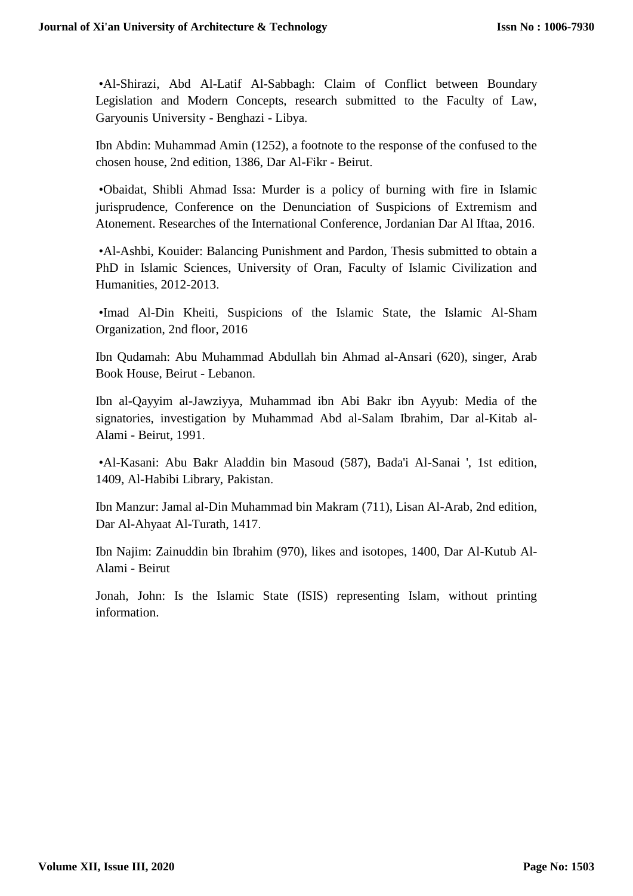•Al-Shirazi, Abd Al-Latif Al-Sabbagh: Claim of Conflict between Boundary Legislation and Modern Concepts, research submitted to the Faculty of Law, Garyounis University - Benghazi - Libya.

Ibn Abdin: Muhammad Amin (1252), a footnote to the response of the confused to the chosen house, 2nd edition, 1386, Dar Al-Fikr - Beirut.

•Obaidat, Shibli Ahmad Issa: Murder is a policy of burning with fire in Islamic jurisprudence, Conference on the Denunciation of Suspicions of Extremism and Atonement. Researches of the International Conference, Jordanian Dar Al Iftaa, 2016.

•Al-Ashbi, Kouider: Balancing Punishment and Pardon, Thesis submitted to obtain a PhD in Islamic Sciences, University of Oran, Faculty of Islamic Civilization and Humanities, 2012-2013.

•Imad Al-Din Kheiti, Suspicions of the Islamic State, the Islamic Al-Sham Organization, 2nd floor, 2016

Ibn Qudamah: Abu Muhammad Abdullah bin Ahmad al-Ansari (620), singer, Arab Book House, Beirut - Lebanon.

Ibn al-Qayyim al-Jawziyya, Muhammad ibn Abi Bakr ibn Ayyub: Media of the signatories, investigation by Muhammad Abd al-Salam Ibrahim, Dar al-Kitab al-Alami - Beirut, 1991.

•Al-Kasani: Abu Bakr Aladdin bin Masoud (587), Bada'i Al-Sanai ', 1st edition, 1409, Al-Habibi Library, Pakistan.

Ibn Manzur: Jamal al-Din Muhammad bin Makram (711), Lisan Al-Arab, 2nd edition, Dar Al-Ahyaat Al-Turath, 1417.

Ibn Najim: Zainuddin bin Ibrahim (970), likes and isotopes, 1400, Dar Al-Kutub Al-Alami - Beirut

Jonah, John: Is the Islamic State (ISIS) representing Islam, without printing information.